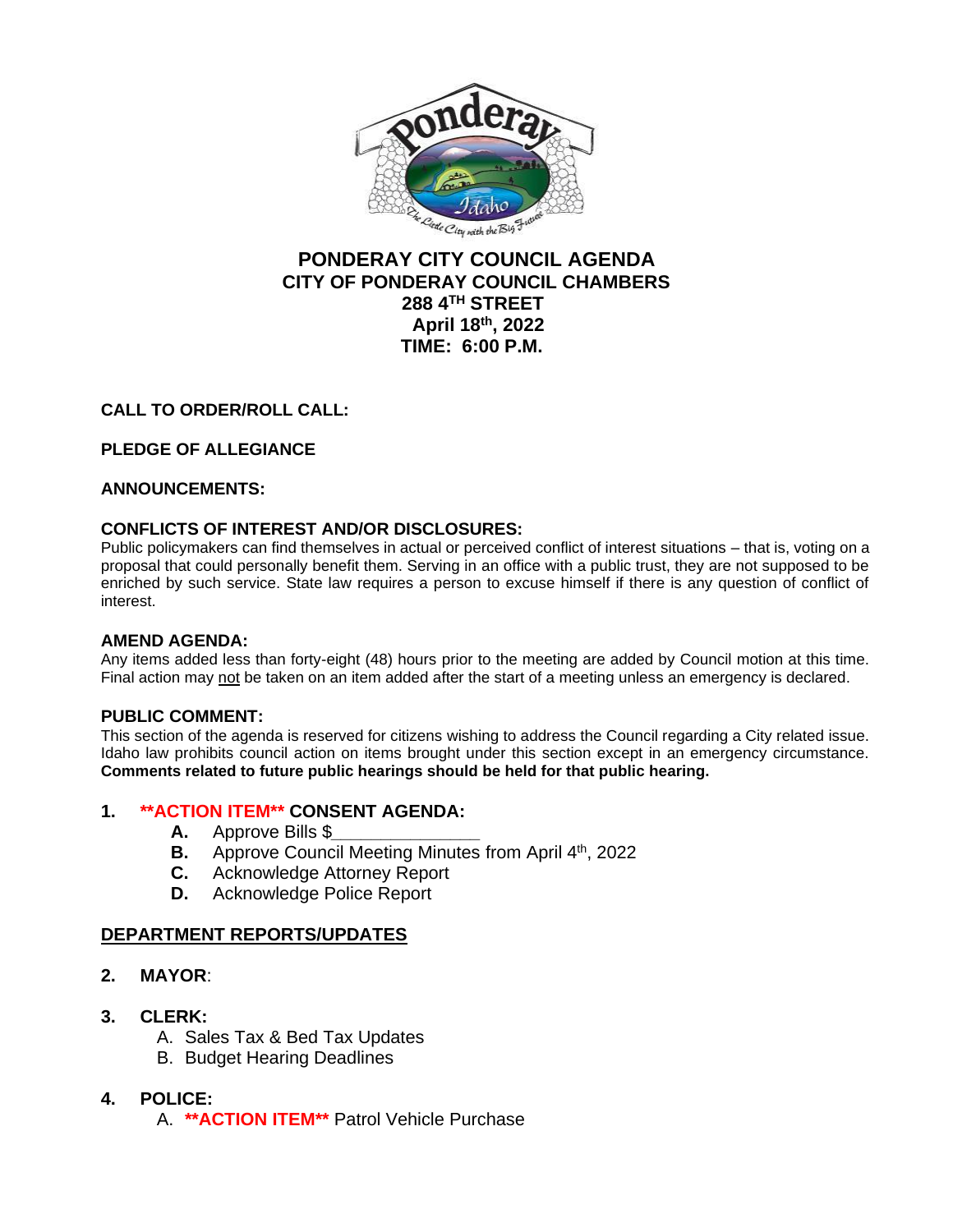# PONDERAY CITY COUNCIL AGENDA
## CITY OF PONDERAY COUNCIL CHAMBERS
## 288 4TH STREET
## April 18th, 2022
## TIME: 6:00 P.M.

**CALL TO ORDER/ROLL CALL:**

**PLEDGE OF ALLEGIANCE**

**ANNOUNCEMENTS:**

**CONFLICTS OF INTEREST AND/OR DISCLOSURES:**
Public policymakers can find themselves in actual or perceived conflict of interest situations – that is, voting on a proposal that could personally benefit them. Serving in an office with a public trust, they are not supposed to be enriched by such service. State law requires a person to excuse himself if there is any question of conflict of interest.

**AMEND AGENDA:**
Any items added less than forty-eight (48) hours prior to the meeting are added by Council motion at this time. Final action may not be taken on an item added after the start of a meeting unless an emergency is declared.

**PUBLIC COMMENT:**
This section of the agenda is reserved for citizens wishing to address the Council regarding a City related issue. Idaho law prohibits council action on items brought under this section except in an emergency circumstance. **Comments related to future public hearings should be held for that public hearing.**

1. **\*\*ACTION ITEM\*\* CONSENT AGENDA:**
   - **A.** Approve Bills $______________
   - **B.** Approve Council Meeting Minutes from April 4th, 2022
   - **C.** Acknowledge Attorney Report
   - **D.** Acknowledge Police Report

**DEPARTMENT REPORTS/UPDATES**

2. **MAYOR**:

3. **CLERK:**
   - A. Sales Tax & Bed Tax Updates
   - B. Budget Hearing Deadlines

4. **POLICE:**
   - A. **\*\*ACTION ITEM\*\*** Patrol Vehicle Purchase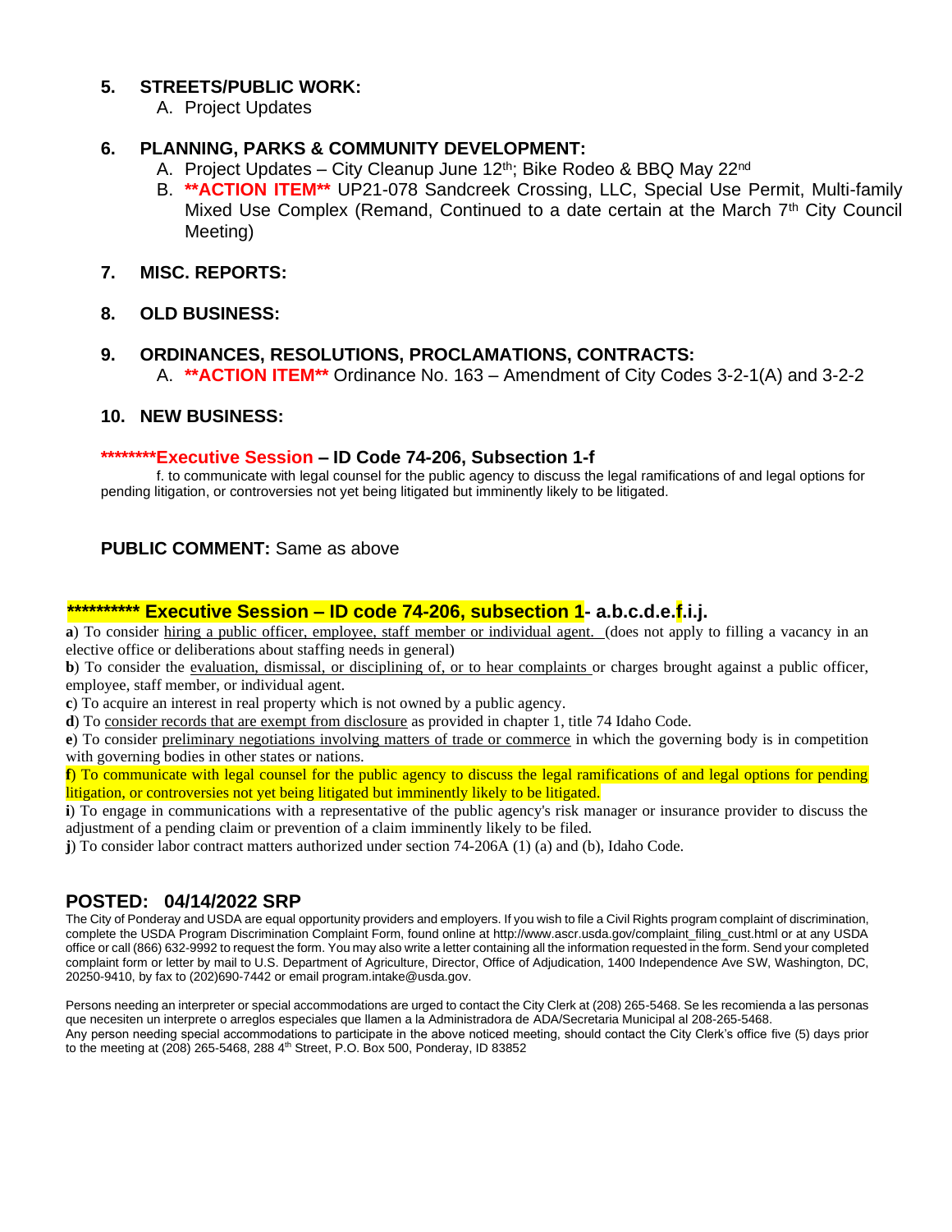**5. STREETS/PUBLIC WORK:**

A. Project Updates

**6. PLANNING, PARKS & COMMUNITY DEVELOPMENT:**

A. Project Updates – City Cleanup June 12th; Bike Rodeo & BBQ May 22nd

B. **\*\*ACTION ITEM\*\*** UP21-078 Sandcreek Crossing, LLC, Special Use Permit, Multi-family Mixed Use Complex (Remand, Continued to a date certain at the March 7th City Council Meeting)

**7. MISC. REPORTS:**

**8. OLD BUSINESS:**

**9. ORDINANCES, RESOLUTIONS, PROCLAMATIONS, CONTRACTS:**

A. **\*\*ACTION ITEM\*\*** Ordinance No. 163 – Amendment of City Codes 3-2-1(A) and 3-2-2

**10. NEW BUSINESS:**

**\*\*\*\*\*\*\*\*Executive Session – ID Code 74-206, Subsection 1-f**

f. to communicate with legal counsel for the public agency to discuss the legal ramifications of and legal options for pending litigation, or controversies not yet being litigated but imminently likely to be litigated.

**PUBLIC COMMENT:** Same as above

**\*\*\*\*\*\*\*\*\*\* Executive Session – ID code 74-206, subsection 1- a.b.c.d.e.f.i.j.**

**a**) To consider hiring a public officer, employee, staff member or individual agent. (does not apply to filling a vacancy in an elective office or deliberations about staffing needs in general)

**b**) To consider the evaluation, dismissal, or disciplining of, or to hear complaints or charges brought against a public officer, employee, staff member, or individual agent.

**c**) To acquire an interest in real property which is not owned by a public agency.

**d**) To consider records that are exempt from disclosure as provided in chapter 1, title 74 Idaho Code.

**e**) To consider preliminary negotiations involving matters of trade or commerce in which the governing body is in competition with governing bodies in other states or nations.

**f**) To communicate with legal counsel for the public agency to discuss the legal ramifications of and legal options for pending litigation, or controversies not yet being litigated but imminently likely to be litigated.

**i**) To engage in communications with a representative of the public agency's risk manager or insurance provider to discuss the adjustment of a pending claim or prevention of a claim imminently likely to be filed.

**j**) To consider labor contract matters authorized under section 74-206A (1) (a) and (b), Idaho Code.

**POSTED: 04/14/2022 SRP**

The City of Ponderay and USDA are equal opportunity providers and employers. If you wish to file a Civil Rights program complaint of discrimination, complete the USDA Program Discrimination Complaint Form, found online at http://www.ascr.usda.gov/complaint_filing_cust.html or at any USDA office or call (866) 632-9992 to request the form. You may also write a letter containing all the information requested in the form. Send your completed complaint form or letter by mail to U.S. Department of Agriculture, Director, Office of Adjudication, 1400 Independence Ave SW, Washington, DC, 20250-9410, by fax to (202)690-7442 or email program.intake@usda.gov.

Persons needing an interpreter or special accommodations are urged to contact the City Clerk at (208) 265-5468. Se les recomienda a las personas que necesiten un interprete o arreglos especiales que llamen a la Administradora de ADA/Secretaria Municipal al 208-265-5468.
Any person needing special accommodations to participate in the above noticed meeting, should contact the City Clerk's office five (5) days prior to the meeting at (208) 265-5468, 288 4th Street, P.O. Box 500, Ponderay, ID 83852